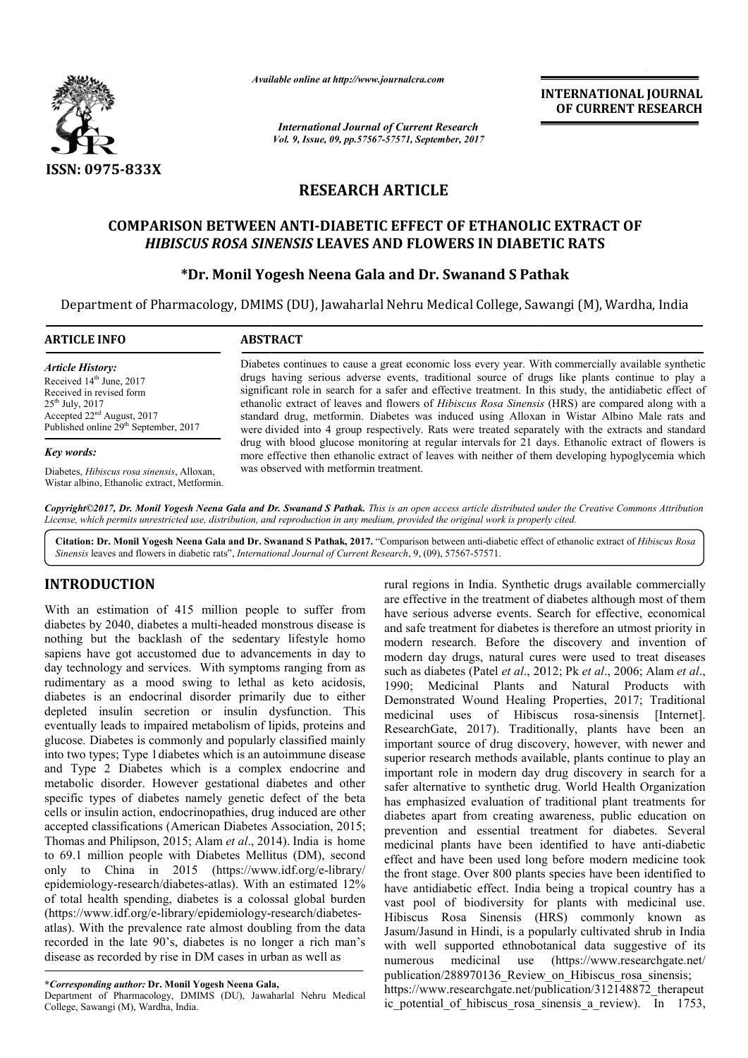ISSN: 0975-833X

*Available online at http://www.journalcra.com*

*International Journal of Current Research*
*Vol. 9, Issue, 09, pp.57567-57571, September, 2017*

**INTERNATIONAL JOURNAL OF CURRENT RESEARCH**

# RESEARCH ARTICLE

## COMPARISON BETWEEN ANTI-DIABETIC EFFECT OF ETHANOLIC EXTRACT OF *HIBISCUS ROSA SINENSIS* LEAVES AND FLOWERS IN DIABETIC RATS

**\*Dr. Monil Yogesh Neena Gala and Dr. Swanand S Pathak**

Department of Pharmacology, DMIMS (DU), Jawaharlal Nehru Medical College, Sawangi (M), Wardha, India

**ARTICLE INFO**

*Article History:*
Received 14th June, 2017
Received in revised form 25th July, 2017
Accepted 22nd August, 2017
Published online 29th September, 2017

*Key words:*
Diabetes, *Hibiscus rosa sinensis*, Alloxan, Wistar albino, Ethanolic extract, Metformin.

**ABSTRACT**

Diabetes continues to cause a great economic loss every year. With commercially available synthetic drugs having serious adverse events, traditional source of drugs like plants continue to play a significant role in search for a safer and effective treatment. In this study, the antidiabetic effect of ethanolic extract of leaves and flowers of *Hibiscus Rosa Sinensis* (HRS) are compared along with a standard drug, metformin. Diabetes was induced using Alloxan in Wistar Albino Male rats and were divided into 4 group respectively. Rats were treated separately with the extracts and standard drug with blood glucose monitoring at regular intervals for 21 days. Ethanolic extract of flowers is more effective then ethanolic extract of leaves with neither of them developing hypoglycemia which was observed with metformin treatment.

*Copyright©2017, Dr. Monil Yogesh Neena Gala and Dr. Swanand S Pathak. This is an open access article distributed under the Creative Commons Attribution License, which permits unrestricted use, distribution, and reproduction in any medium, provided the original work is properly cited.*

**Citation: Dr. Monil Yogesh Neena Gala and Dr. Swanand S Pathak, 2017.** "Comparison between anti-diabetic effect of ethanolic extract of *Hibiscus Rosa Sinensis* leaves and flowers in diabetic rats", *International Journal of Current Research*, 9, (09), 57567-57571.

# INTRODUCTION

With an estimation of 415 million people to suffer from diabetes by 2040, diabetes a multi-headed monstrous disease is nothing but the backlash of the sedentary lifestyle homo sapiens have got accustomed due to advancements in day to day technology and services. With symptoms ranging from as rudimentary as a mood swing to lethal as keto acidosis, diabetes is an endocrinal disorder primarily due to either depleted insulin secretion or insulin dysfunction. This eventually leads to impaired metabolism of lipids, proteins and glucose. Diabetes is commonly and popularly classified mainly into two types; Type 1diabetes which is an autoimmune disease and Type 2 Diabetes which is a complex endocrine and metabolic disorder. However gestational diabetes and other specific types of diabetes namely genetic defect of the beta cells or insulin action, endocrinopathies, drug induced are other accepted classifications (American Diabetes Association, 2015; Thomas and Philipson, 2015; Alam *et al*., 2014). India is home to 69.1 million people with Diabetes Mellitus (DM), second only to China in 2015 (https://www.idf.org/e-library/epidemiology-research/diabetes-atlas). With an estimated 12% of total health spending, diabetes is a colossal global burden (https://www.idf.org/e-library/epidemiology-research/diabetes-atlas). With the prevalence rate almost doubling from the data recorded in the late 90's, diabetes is no longer a rich man's disease as recorded by rise in DM cases in urban as well as rural regions in India. Synthetic drugs available commercially are effective in the treatment of diabetes although most of them have serious adverse events. Search for effective, economical and safe treatment for diabetes is therefore an utmost priority in modern research. Before the discovery and invention of modern day drugs, natural cures were used to treat diseases such as diabetes (Patel *et al*., 2012; Pk *et al*., 2006; Alam *et al*., 1990; Medicinal Plants and Natural Products with Demonstrated Wound Healing Properties, 2017; Traditional medicinal uses of Hibiscus rosa-sinensis [Internet]. ResearchGate, 2017). Traditionally, plants have been an important source of drug discovery, however, with newer and superior research methods available, plants continue to play an important role in modern day drug discovery in search for a safer alternative to synthetic drug. World Health Organization has emphasized evaluation of traditional plant treatments for diabetes apart from creating awareness, public education on prevention and essential treatment for diabetes. Several medicinal plants have been identified to have anti-diabetic effect and have been used long before modern medicine took the front stage. Over 800 plants species have been identified to have antidiabetic effect. India being a tropical country has a vast pool of biodiversity for plants with medicinal use. Hibiscus Rosa Sinensis (HRS) commonly known as Jasum/Jasund in Hindi, is a popularly cultivated shrub in India with well supported ethnobotanical data suggestive of its numerous medicinal use (https://www.researchgate.net/publication/288970136_Review_on_Hibiscus_rosa_sinensis; https://www.researchgate.net/publication/312148872_therapeutic_potential_of_hibiscus_rosa_sinensis_a_review). In 1753,

**\*Corresponding author: Dr. Monil Yogesh Neena Gala,**
Department of Pharmacology, DMIMS (DU), Jawaharlal Nehru Medical College, Sawangi (M), Wardha, India.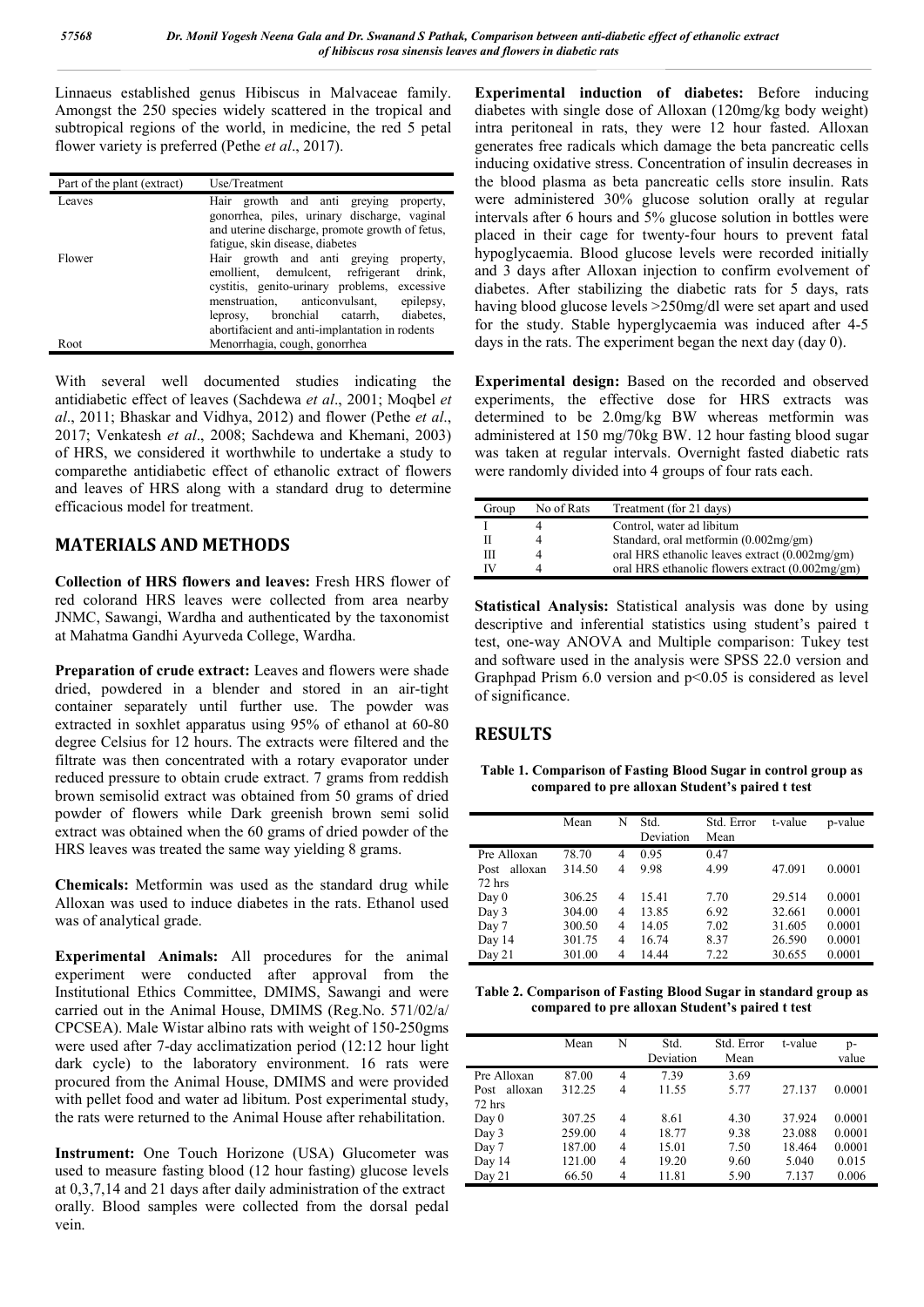Linnaeus established genus Hibiscus in Malvaceae family. Amongst the 250 species widely scattered in the tropical and subtropical regions of the world, in medicine, the red 5 petal flower variety is preferred (Pethe *et al*., 2017).

| Part of the plant (extract) | Use/Treatment |
|---|---|
| Leaves | Hair growth and anti greying property, gonorrhea, piles, urinary discharge, vaginal and uterine discharge, promote growth of fetus, fatigue, skin disease, diabetes |
| Flower | Hair growth and anti greying property, emollient, demulcent, refrigerant drink, cystitis, genito-urinary problems, excessive menstruation, anticonvulsant, epilepsy, leprosy, bronchial catarrh, diabetes, abortifacient and anti-implantation in rodents |
| Root | Menorrhagia, cough, gonorrhea |

With several well documented studies indicating the antidiabetic effect of leaves (Sachdewa *et al*., 2001; Moqbel *et al*., 2011; Bhaskar and Vidhya, 2012) and flower (Pethe *et al*., 2017; Venkatesh *et al*., 2008; Sachdewa and Khemani, 2003) of HRS, we considered it worthwhile to undertake a study to comparethe antidiabetic effect of ethanolic extract of flowers and leaves of HRS along with a standard drug to determine efficacious model for treatment.

## MATERIALS AND METHODS

**Collection of HRS flowers and leaves:** Fresh HRS flower of red colorand HRS leaves were collected from area nearby JNMC, Sawangi, Wardha and authenticated by the taxonomist at Mahatma Gandhi Ayurveda College, Wardha.

**Preparation of crude extract:** Leaves and flowers were shade dried, powdered in a blender and stored in an air-tight container separately until further use. The powder was extracted in soxhlet apparatus using 95% of ethanol at 60-80 degree Celsius for 12 hours. The extracts were filtered and the filtrate was then concentrated with a rotary evaporator under reduced pressure to obtain crude extract. 7 grams from reddish brown semisolid extract was obtained from 50 grams of dried powder of flowers while Dark greenish brown semi solid extract was obtained when the 60 grams of dried powder of the HRS leaves was treated the same way yielding 8 grams.

**Chemicals:** Metformin was used as the standard drug while Alloxan was used to induce diabetes in the rats. Ethanol used was of analytical grade.

**Experimental Animals:** All procedures for the animal experiment were conducted after approval from the Institutional Ethics Committee, DMIMS, Sawangi and were carried out in the Animal House, DMIMS (Reg.No. 571/02/a/ CPCSEA). Male Wistar albino rats with weight of 150-250gms were used after 7-day acclimatization period (12:12 hour light dark cycle) to the laboratory environment. 16 rats were procured from the Animal House, DMIMS and were provided with pellet food and water ad libitum. Post experimental study, the rats were returned to the Animal House after rehabilitation.

**Instrument:** One Touch Horizone (USA) Glucometer was used to measure fasting blood (12 hour fasting) glucose levels at 0,3,7,14 and 21 days after daily administration of the extract orally. Blood samples were collected from the dorsal pedal vein.

**Experimental induction of diabetes:** Before inducing diabetes with single dose of Alloxan (120mg/kg body weight) intra peritoneal in rats, they were 12 hour fasted. Alloxan generates free radicals which damage the beta pancreatic cells inducing oxidative stress. Concentration of insulin decreases in the blood plasma as beta pancreatic cells store insulin. Rats were administered 30% glucose solution orally at regular intervals after 6 hours and 5% glucose solution in bottles were placed in their cage for twenty-four hours to prevent fatal hypoglycaemia. Blood glucose levels were recorded initially and 3 days after Alloxan injection to confirm evolvement of diabetes. After stabilizing the diabetic rats for 5 days, rats having blood glucose levels >250mg/dl were set apart and used for the study. Stable hyperglycaemia was induced after 4-5 days in the rats. The experiment began the next day (day 0).

**Experimental design:** Based on the recorded and observed experiments, the effective dose for HRS extracts was determined to be 2.0mg/kg BW whereas metformin was administered at 150 mg/70kg BW. 12 hour fasting blood sugar was taken at regular intervals. Overnight fasted diabetic rats were randomly divided into 4 groups of four rats each.

| Group | No of Rats | Treatment (for 21 days) |
|---|---|---|
| I | 4 | Control, water ad libitum |
| II | 4 | Standard, oral metformin (0.002mg/gm) |
| III | 4 | oral HRS ethanolic leaves extract (0.002mg/gm) |
| IV | 4 | oral HRS ethanolic flowers extract (0.002mg/gm) |

**Statistical Analysis:** Statistical analysis was done by using descriptive and inferential statistics using student's paired t test, one-way ANOVA and Multiple comparison: Tukey test and software used in the analysis were SPSS 22.0 version and Graphpad Prism 6.0 version and $p<0.05$ is considered as level of significance.

## RESULTS

**Table 1. Comparison of Fasting Blood Sugar in control group as compared to pre alloxan Student's paired t test**

| | Mean | N | Std. Deviation | Std. Error Mean | t-value | p-value |
|---|---|---|---|---|---|---|
| Pre Alloxan | 78.70 | 4 | 0.95 | 0.47 | | |
| Post alloxan 72 hrs | 314.50 | 4 | 9.98 | 4.99 | 47.091 | 0.0001 |
| Day 0 | 306.25 | 4 | 15.41 | 7.70 | 29.514 | 0.0001 |
| Day 3 | 304.00 | 4 | 13.85 | 6.92 | 32.661 | 0.0001 |
| Day 7 | 300.50 | 4 | 14.05 | 7.02 | 31.605 | 0.0001 |
| Day 14 | 301.75 | 4 | 16.74 | 8.37 | 26.590 | 0.0001 |
| Day 21 | 301.00 | 4 | 14.44 | 7.22 | 30.655 | 0.0001 |

**Table 2. Comparison of Fasting Blood Sugar in standard group as compared to pre alloxan Student's paired t test**

| | Mean | N | Std. Deviation | Std. Error Mean | t-value | p-value |
|---|---|---|---|---|---|---|
| Pre Alloxan | 87.00 | 4 | 7.39 | 3.69 | | |
| Post alloxan 72 hrs | 312.25 | 4 | 11.55 | 5.77 | 27.137 | 0.0001 |
| Day 0 | 307.25 | 4 | 8.61 | 4.30 | 37.924 | 0.0001 |
| Day 3 | 259.00 | 4 | 18.77 | 9.38 | 23.088 | 0.0001 |
| Day 7 | 187.00 | 4 | 15.01 | 7.50 | 18.464 | 0.0001 |
| Day 14 | 121.00 | 4 | 19.20 | 9.60 | 5.040 | 0.015 |
| Day 21 | 66.50 | 4 | 11.81 | 5.90 | 7.137 | 0.006 |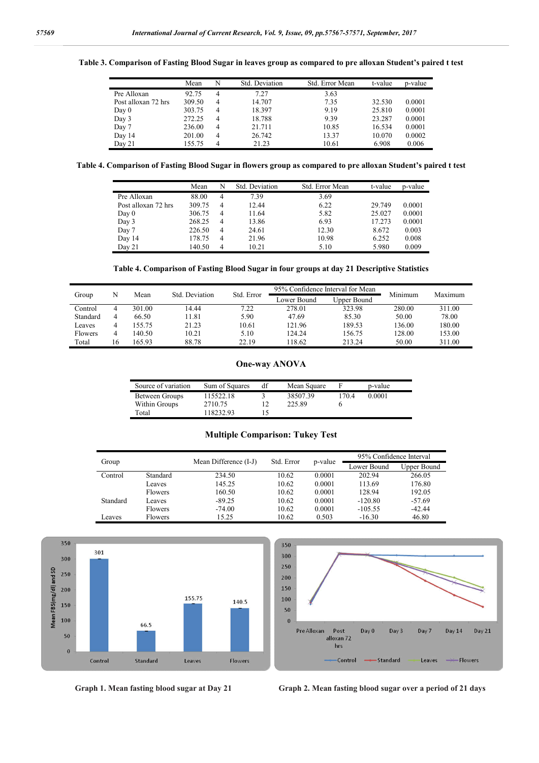**Table 3. Comparison of Fasting Blood Sugar in leaves group as compared to pre alloxan Student's paired t test**

| | Mean | N | Std. Deviation | Std. Error Mean | t-value | p-value |
|---|---|---|---|---|---|---|
| Pre Alloxan | 92.75 | 4 | 7.27 | 3.63 | | |
| Post alloxan 72 hrs | 309.50 | 4 | 14.707 | 7.35 | 32.530 | 0.0001 |
| Day 0 | 303.75 | 4 | 18.397 | 9.19 | 25.810 | 0.0001 |
| Day 3 | 272.25 | 4 | 18.788 | 9.39 | 23.287 | 0.0001 |
| Day 7 | 236.00 | 4 | 21.711 | 10.85 | 16.534 | 0.0001 |
| Day 14 | 201.00 | 4 | 26.742 | 13.37 | 10.070 | 0.0002 |
| Day 21 | 155.75 | 4 | 21.23 | 10.61 | 6.908 | 0.006 |

**Table 4. Comparison of Fasting Blood Sugar in flowers group as compared to pre alloxan Student's paired t test**

| | Mean | N | Std. Deviation | Std. Error Mean | t-value | p-value |
|---|---|---|---|---|---|---|
| Pre Alloxan | 88.00 | 4 | 7.39 | 3.69 | | |
| Post alloxan 72 hrs | 309.75 | 4 | 12.44 | 6.22 | 29.749 | 0.0001 |
| Day 0 | 306.75 | 4 | 11.64 | 5.82 | 25.027 | 0.0001 |
| Day 3 | 268.25 | 4 | 13.86 | 6.93 | 17.273 | 0.0001 |
| Day 7 | 226.50 | 4 | 24.61 | 12.30 | 8.672 | 0.003 |
| Day 14 | 178.75 | 4 | 21.96 | 10.98 | 6.252 | 0.008 |
| Day 21 | 140.50 | 4 | 10.21 | 5.10 | 5.980 | 0.009 |

**Table 4. Comparison of Fasting Blood Sugar in four groups at day 21 Descriptive Statistics**

| Group | N | Mean | Std. Deviation | Std. Error | 95% Confidence Interval for Mean | | Minimum | Maximum |
|---|---|---|---|---|---|---|---|---|
| | | | | | Lower Bound | Upper Bound | | |
| Control | 4 | 301.00 | 14.44 | 7.22 | 278.01 | 323.98 | 280.00 | 311.00 |
| Standard | 4 | 66.50 | 11.81 | 5.90 | 47.69 | 85.30 | 50.00 | 78.00 |
| Leaves | 4 | 155.75 | 21.23 | 10.61 | 121.96 | 189.53 | 136.00 | 180.00 |
| Flowers | 4 | 140.50 | 10.21 | 5.10 | 124.24 | 156.75 | 128.00 | 153.00 |
| Total | 16 | 165.93 | 88.78 | 22.19 | 118.62 | 213.24 | 50.00 | 311.00 |

**One-way ANOVA**

| Source of variation | Sum of Squares | df | Mean Square | F | p-value |
|---|---|---|---|---|---|
| Between Groups | 115522.18 | 3 | 38507.39 | 170.46 | 0.0001 |
| Within Groups | 2710.75 | 12 | 225.89 | | |
| Total | 118232.93 | 15 | | | |

**Multiple Comparison: Tukey Test**

| Group | | Mean Difference (I-J) | Std. Error | p-value | 95% Confidence Interval | |
|---|---|---|---|---|---|---|
| | | | | | Lower Bound | Upper Bound |
| Control | Standard | 234.50 | 10.62 | 0.0001 | 202.94 | 266.05 |
| | Leaves | 145.25 | 10.62 | 0.0001 | 113.69 | 176.80 |
| | Flowers | 160.50 | 10.62 | 0.0001 | 128.94 | 192.05 |
| Standard | Leaves | -89.25 | 10.62 | 0.0001 | -120.80 | -57.69 |
| | Flowers | -74.00 | 10.62 | 0.0001 | -105.55 | -42.44 |
| Leaves | Flowers | 15.25 | 10.62 | 0.503 | -16.30 | 46.80 |

**Graph 1. Mean fasting blood sugar at Day 21**

**Graph 2. Mean fasting blood sugar over a period of 21 days**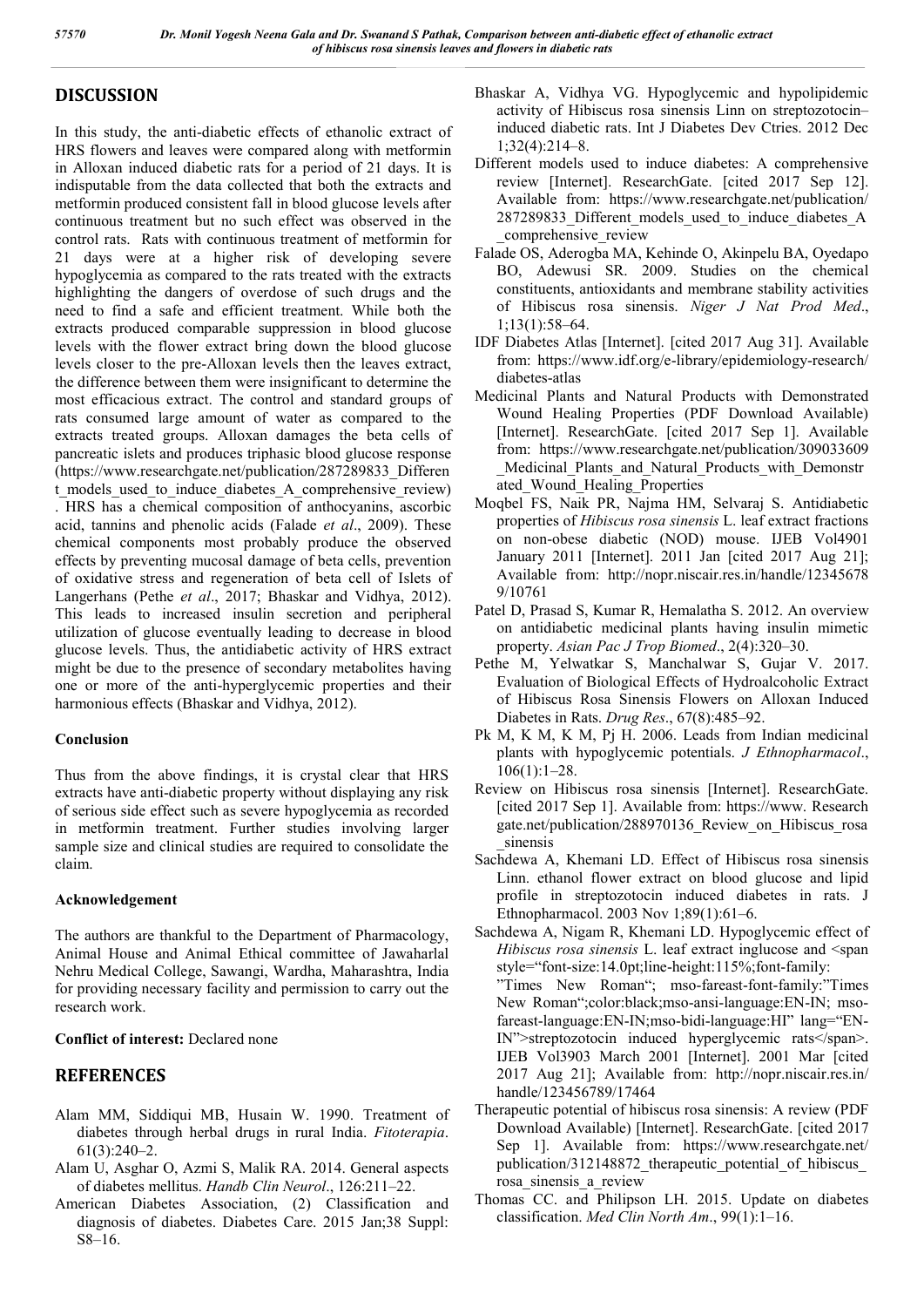## DISCUSSION

In this study, the anti-diabetic effects of ethanolic extract of HRS flowers and leaves were compared along with metformin in Alloxan induced diabetic rats for a period of 21 days. It is indisputable from the data collected that both the extracts and metformin produced consistent fall in blood glucose levels after continuous treatment but no such effect was observed in the control rats. Rats with continuous treatment of metformin for 21 days were at a higher risk of developing severe hypoglycemia as compared to the rats treated with the extracts highlighting the dangers of overdose of such drugs and the need to find a safe and efficient treatment. While both the extracts produced comparable suppression in blood glucose levels with the flower extract bring down the blood glucose levels closer to the pre-Alloxan levels then the leaves extract, the difference between them were insignificant to determine the most efficacious extract. The control and standard groups of rats consumed large amount of water as compared to the extracts treated groups. Alloxan damages the beta cells of pancreatic islets and produces triphasic blood glucose response (https://www.researchgate.net/publication/287289833_Different_models_used_to_induce_diabetes_A_comprehensive_review). HRS has a chemical composition of anthocyanins, ascorbic acid, tannins and phenolic acids (Falade *et al*., 2009). These chemical components most probably produce the observed effects by preventing mucosal damage of beta cells, prevention of oxidative stress and regeneration of beta cell of Islets of Langerhans (Pethe *et al*., 2017; Bhaskar and Vidhya, 2012). This leads to increased insulin secretion and peripheral utilization of glucose eventually leading to decrease in blood glucose levels. Thus, the antidiabetic activity of HRS extract might be due to the presence of secondary metabolites having one or more of the anti-hyperglycemic properties and their harmonious effects (Bhaskar and Vidhya, 2012).

**Conclusion**

Thus from the above findings, it is crystal clear that HRS extracts have anti-diabetic property without displaying any risk of serious side effect such as severe hypoglycemia as recorded in metformin treatment. Further studies involving larger sample size and clinical studies are required to consolidate the claim.

**Acknowledgement**

The authors are thankful to the Department of Pharmacology, Animal House and Animal Ethical committee of Jawaharlal Nehru Medical College, Sawangi, Wardha, Maharashtra, India for providing necessary facility and permission to carry out the research work.

**Conflict of interest:** Declared none

## REFERENCES

- Alam MM, Siddiqui MB, Husain W. 1990. Treatment of diabetes through herbal drugs in rural India. *Fitoterapia*. 61(3):240–2.
- Alam U, Asghar O, Azmi S, Malik RA. 2014. General aspects of diabetes mellitus. *Handb Clin Neurol*., 126:211–22.
- American Diabetes Association, (2) Classification and diagnosis of diabetes. Diabetes Care. 2015 Jan;38 Suppl: S8–16.
- Bhaskar A, Vidhya VG. Hypoglycemic and hypolipidemic activity of Hibiscus rosa sinensis Linn on streptozotocin–induced diabetic rats. Int J Diabetes Dev Ctries. 2012 Dec 1;32(4):214–8.
- Different models used to induce diabetes: A comprehensive review [Internet]. ResearchGate. [cited 2017 Sep 12]. Available from: https://www.researchgate.net/publication/287289833_Different_models_used_to_induce_diabetes_A_comprehensive_review
- Falade OS, Aderogba MA, Kehinde O, Akinpelu BA, Oyedapo BO, Adewusi SR. 2009. Studies on the chemical constituents, antioxidants and membrane stability activities of Hibiscus rosa sinensis. *Niger J Nat Prod Med*., 1;13(1):58–64.
- IDF Diabetes Atlas [Internet]. [cited 2017 Aug 31]. Available from: https://www.idf.org/e-library/epidemiology-research/diabetes-atlas
- Medicinal Plants and Natural Products with Demonstrated Wound Healing Properties (PDF Download Available) [Internet]. ResearchGate. [cited 2017 Sep 1]. Available from: https://www.researchgate.net/publication/309033609_Medicinal_Plants_and_Natural_Products_with_Demonstrated_Wound_Healing_Properties
- Moqbel FS, Naik PR, Najma HM, Selvaraj S. Antidiabetic properties of *Hibiscus rosa sinensis* L. leaf extract fractions on non-obese diabetic (NOD) mouse. IJEB Vol4901 January 2011 [Internet]. 2011 Jan [cited 2017 Aug 21]; Available from: http://nopr.niscair.res.in/handle/123456789/10761
- Patel D, Prasad S, Kumar R, Hemalatha S. 2012. An overview on antidiabetic medicinal plants having insulin mimetic property. *Asian Pac J Trop Biomed*., 2(4):320–30.
- Pethe M, Yelwatkar S, Manchalwar S, Gujar V. 2017. Evaluation of Biological Effects of Hydroalcoholic Extract of Hibiscus Rosa Sinensis Flowers on Alloxan Induced Diabetes in Rats. *Drug Res*., 67(8):485–92.
- Pk M, K M, K M, Pj H. 2006. Leads from Indian medicinal plants with hypoglycemic potentials. *J Ethnopharmacol*., 106(1):1–28.
- Review on Hibiscus rosa sinensis [Internet]. ResearchGate. [cited 2017 Sep 1]. Available from: https://www.Researchgate.net/publication/288970136_Review_on_Hibiscus_rosa_sinensis
- Sachdewa A, Khemani LD. Effect of Hibiscus rosa sinensis Linn. ethanol flower extract on blood glucose and lipid profile in streptozotocin induced diabetes in rats. J Ethnopharmacol. 2003 Nov 1;89(1):61–6.
- Sachdewa A, Nigam R, Khemani LD. Hypoglycemic effect of *Hibiscus rosa sinensis* L. leaf extract inglucose and <span style="font-size:14.0pt;line-height:115%;font-family:"Times New Roman"; mso-fareast-font-family:"Times New Roman";color:black;mso-ansi-language:EN-IN; mso-fareast-language:EN-IN;mso-bidi-language:HI" lang="EN-IN">streptozotocin induced hyperglycemic rats</span>. IJEB Vol3903 March 2001 [Internet]. 2001 Mar [cited 2017 Aug 21]; Available from: http://nopr.niscair.res.in/handle/123456789/17464
- Therapeutic potential of hibiscus rosa sinensis: A review (PDF Download Available) [Internet]. ResearchGate. [cited 2017 Sep 1]. Available from: https://www.researchgate.net/publication/312148872_therapeutic_potential_of_hibiscus_rosa_sinensis_a_review
- Thomas CC. and Philipson LH. 2015. Update on diabetes classification. *Med Clin North Am*., 99(1):1–16.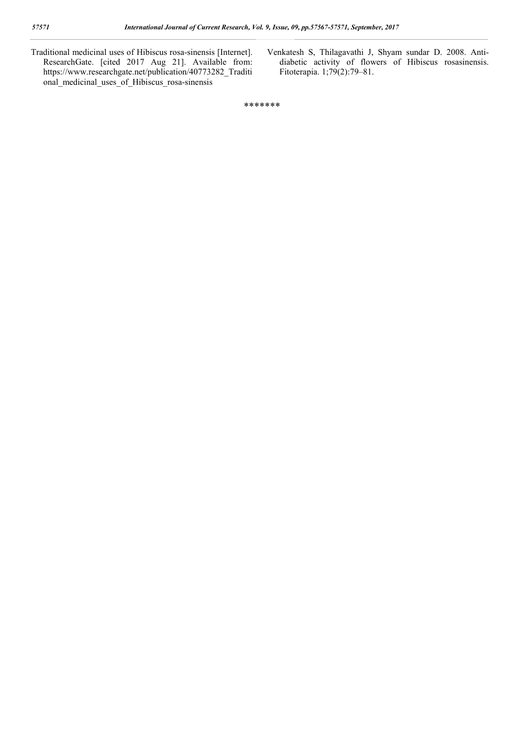Traditional medicinal uses of Hibiscus rosa-sinensis [Internet]. ResearchGate. [cited 2017 Aug 21]. Available from: https://www.researchgate.net/publication/40773282_Traditional_medicinal_uses_of_Hibiscus_rosa-sinensis

Venkatesh S, Thilagavathi J, Shyam sundar D. 2008. Anti-diabetic activity of flowers of Hibiscus rosasinensis. Fitoterapia. 1;79(2):79–81.

*******